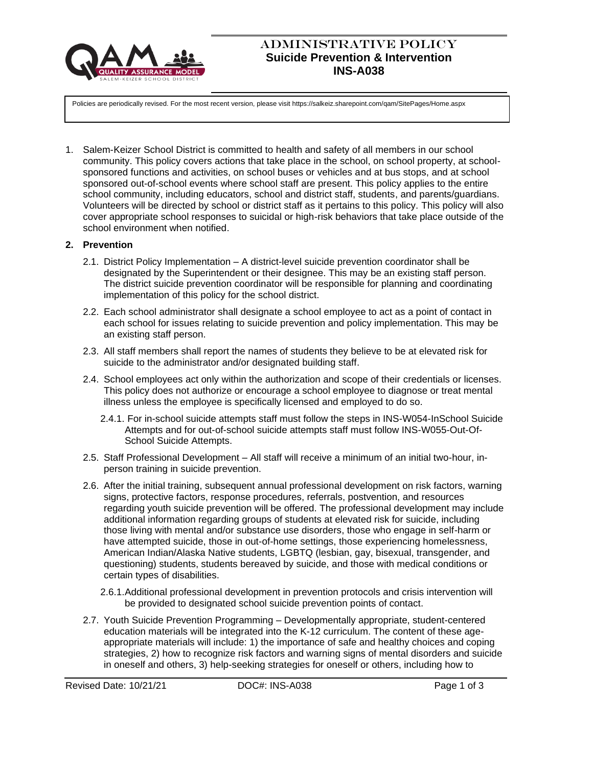# ADMINISTRATIVE POLICY
## Suicide Prevention & Intervention
## INS-A038

Policies are periodically revised. For the most recent version, please visit https://salkeiz.sharepoint.com/qam/SitePages/Home.aspx

1. Salem-Keizer School District is committed to health and safety of all members in our school community. This policy covers actions that take place in the school, on school property, at school-sponsored functions and activities, on school buses or vehicles and at bus stops, and at school sponsored out-of-school events where school staff are present. This policy applies to the entire school community, including educators, school and district staff, students, and parents/guardians. Volunteers will be directed by school or district staff as it pertains to this policy. This policy will also cover appropriate school responses to suicidal or high-risk behaviors that take place outside of the school environment when notified.

**2. Prevention**

2.1. District Policy Implementation – A district-level suicide prevention coordinator shall be designated by the Superintendent or their designee. This may be an existing staff person. The district suicide prevention coordinator will be responsible for planning and coordinating implementation of this policy for the school district.

2.2. Each school administrator shall designate a school employee to act as a point of contact in each school for issues relating to suicide prevention and policy implementation. This may be an existing staff person.

2.3. All staff members shall report the names of students they believe to be at elevated risk for suicide to the administrator and/or designated building staff.

2.4. School employees act only within the authorization and scope of their credentials or licenses. This policy does not authorize or encourage a school employee to diagnose or treat mental illness unless the employee is specifically licensed and employed to do so.

2.4.1. For in-school suicide attempts staff must follow the steps in INS-W054-InSchool Suicide Attempts and for out-of-school suicide attempts staff must follow INS-W055-Out-Of-School Suicide Attempts.

2.5. Staff Professional Development – All staff will receive a minimum of an initial two-hour, in-person training in suicide prevention.

2.6. After the initial training, subsequent annual professional development on risk factors, warning signs, protective factors, response procedures, referrals, postvention, and resources regarding youth suicide prevention will be offered. The professional development may include additional information regarding groups of students at elevated risk for suicide, including those living with mental and/or substance use disorders, those who engage in self-harm or have attempted suicide, those in out-of-home settings, those experiencing homelessness, American Indian/Alaska Native students, LGBTQ (lesbian, gay, bisexual, transgender, and questioning) students, students bereaved by suicide, and those with medical conditions or certain types of disabilities.

2.6.1. Additional professional development in prevention protocols and crisis intervention will be provided to designated school suicide prevention points of contact.

2.7. Youth Suicide Prevention Programming – Developmentally appropriate, student-centered education materials will be integrated into the K-12 curriculum. The content of these age-appropriate materials will include: 1) the importance of safe and healthy choices and coping strategies, 2) how to recognize risk factors and warning signs of mental disorders and suicide in oneself and others, 3) help-seeking strategies for oneself or others, including how to

Revised Date: 10/21/21 DOC#: INS-A038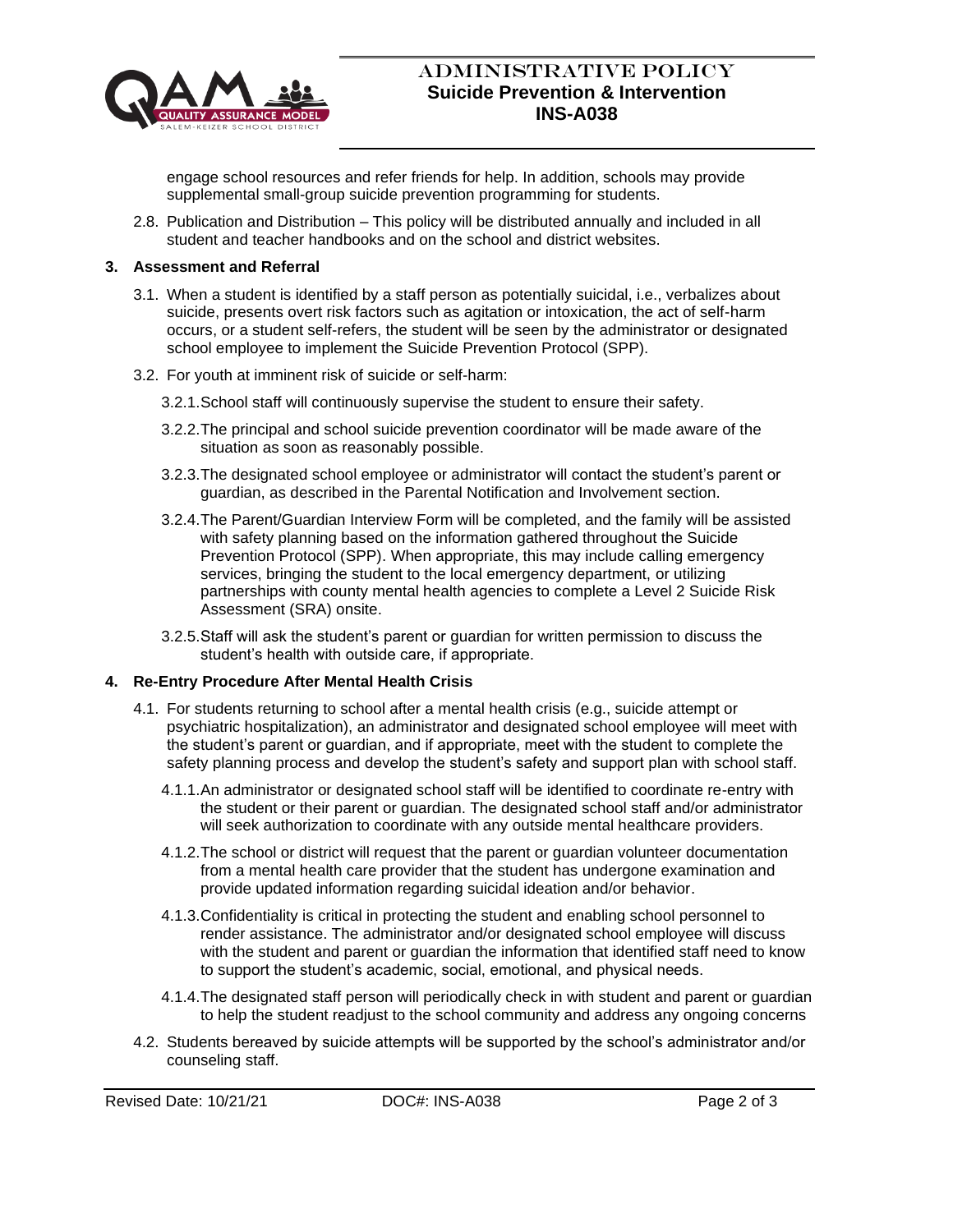engage school resources and refer friends for help. In addition, schools may provide supplemental small-group suicide prevention programming for students.

2.8. Publication and Distribution – This policy will be distributed annually and included in all student and teacher handbooks and on the school and district websites.

## 3. Assessment and Referral

3.1. When a student is identified by a staff person as potentially suicidal, i.e., verbalizes about suicide, presents overt risk factors such as agitation or intoxication, the act of self-harm occurs, or a student self-refers, the student will be seen by the administrator or designated school employee to implement the Suicide Prevention Protocol (SPP).

3.2. For youth at imminent risk of suicide or self-harm:

3.2.1. School staff will continuously supervise the student to ensure their safety.

3.2.2. The principal and school suicide prevention coordinator will be made aware of the situation as soon as reasonably possible.

3.2.3. The designated school employee or administrator will contact the student's parent or guardian, as described in the Parental Notification and Involvement section.

3.2.4. The Parent/Guardian Interview Form will be completed, and the family will be assisted with safety planning based on the information gathered throughout the Suicide Prevention Protocol (SPP). When appropriate, this may include calling emergency services, bringing the student to the local emergency department, or utilizing partnerships with county mental health agencies to complete a Level 2 Suicide Risk Assessment (SRA) onsite.

3.2.5. Staff will ask the student's parent or guardian for written permission to discuss the student's health with outside care, if appropriate.

## 4. Re-Entry Procedure After Mental Health Crisis

4.1. For students returning to school after a mental health crisis (e.g., suicide attempt or psychiatric hospitalization), an administrator and designated school employee will meet with the student's parent or guardian, and if appropriate, meet with the student to complete the safety planning process and develop the student's safety and support plan with school staff.

4.1.1. An administrator or designated school staff will be identified to coordinate re-entry with the student or their parent or guardian. The designated school staff and/or administrator will seek authorization to coordinate with any outside mental healthcare providers.

4.1.2. The school or district will request that the parent or guardian volunteer documentation from a mental health care provider that the student has undergone examination and provide updated information regarding suicidal ideation and/or behavior.

4.1.3. Confidentiality is critical in protecting the student and enabling school personnel to render assistance. The administrator and/or designated school employee will discuss with the student and parent or guardian the information that identified staff need to know to support the student's academic, social, emotional, and physical needs.

4.1.4. The designated staff person will periodically check in with student and parent or guardian to help the student readjust to the school community and address any ongoing concerns

4.2. Students bereaved by suicide attempts will be supported by the school's administrator and/or counseling staff.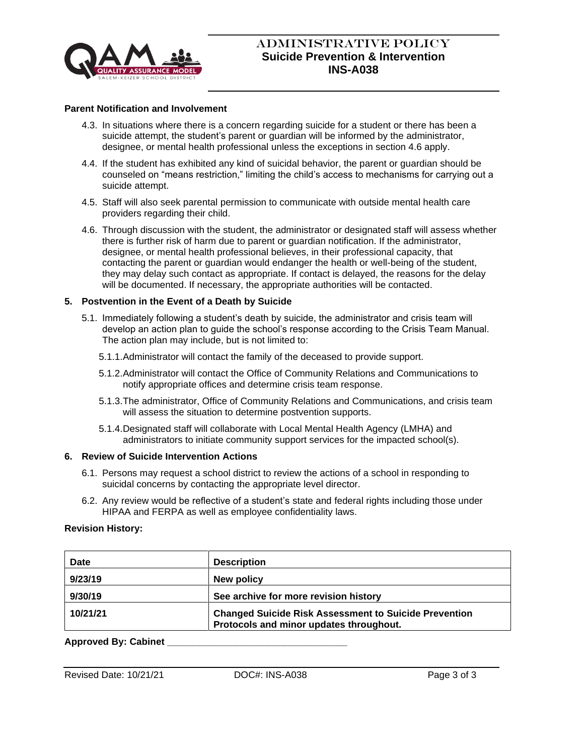**Parent Notification and Involvement**

4.3. In situations where there is a concern regarding suicide for a student or there has been a suicide attempt, the student's parent or guardian will be informed by the administrator, designee, or mental health professional unless the exceptions in section 4.6 apply.

4.4. If the student has exhibited any kind of suicidal behavior, the parent or guardian should be counseled on "means restriction," limiting the child's access to mechanisms for carrying out a suicide attempt.

4.5. Staff will also seek parental permission to communicate with outside mental health care providers regarding their child.

4.6. Through discussion with the student, the administrator or designated staff will assess whether there is further risk of harm due to parent or guardian notification. If the administrator, designee, or mental health professional believes, in their professional capacity, that contacting the parent or guardian would endanger the health or well-being of the student, they may delay such contact as appropriate. If contact is delayed, the reasons for the delay will be documented. If necessary, the appropriate authorities will be contacted.

## 5. Postvention in the Event of a Death by Suicide

5.1. Immediately following a student's death by suicide, the administrator and crisis team will develop an action plan to guide the school's response according to the Crisis Team Manual. The action plan may include, but is not limited to:

5.1.1. Administrator will contact the family of the deceased to provide support.

5.1.2. Administrator will contact the Office of Community Relations and Communications to notify appropriate offices and determine crisis team response.

5.1.3. The administrator, Office of Community Relations and Communications, and crisis team will assess the situation to determine postvention supports.

5.1.4. Designated staff will collaborate with Local Mental Health Agency (LMHA) and administrators to initiate community support services for the impacted school(s).

## 6. Review of Suicide Intervention Actions

6.1. Persons may request a school district to review the actions of a school in responding to suicidal concerns by contacting the appropriate level director.

6.2. Any review would be reflective of a student's state and federal rights including those under HIPAA and FERPA as well as employee confidentiality laws.

**Revision History:**

| Date | Description |
|---|---|
| 9/23/19 | New policy |
| 9/30/19 | See archive for more revision history |
| 10/21/21 | Changed Suicide Risk Assessment to Suicide Prevention Protocols and minor updates throughout. |

**Approved By: Cabinet** ______________________________